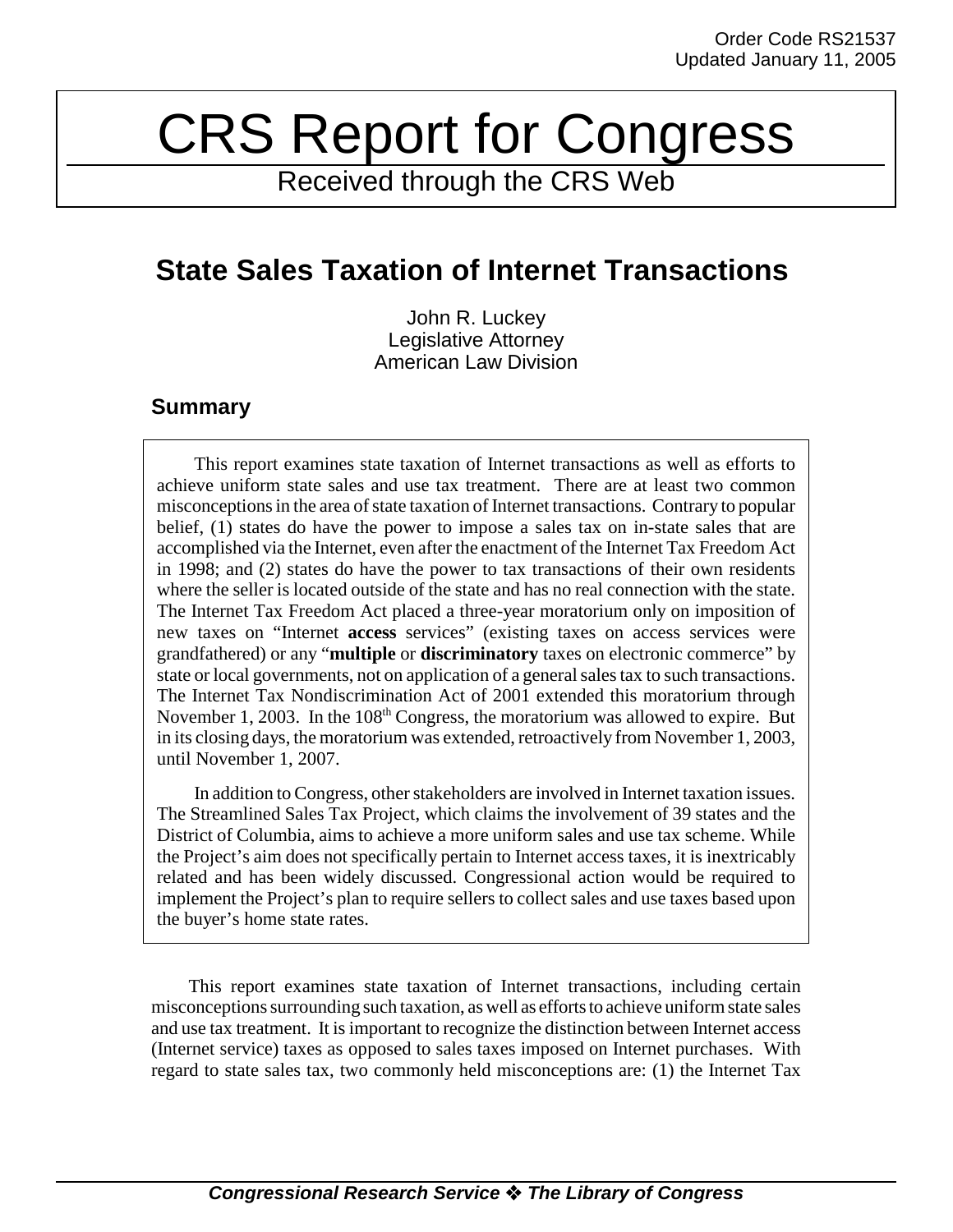Order Code RS21537
Updated January 11, 2005

# CRS Report for Congress

Received through the CRS Web

## State Sales Taxation of Internet Transactions

John R. Luckey
Legislative Attorney
American Law Division

### Summary

This report examines state taxation of Internet transactions as well as efforts to achieve uniform state sales and use tax treatment. There are at least two common misconceptions in the area of state taxation of Internet transactions. Contrary to popular belief, (1) states do have the power to impose a sales tax on in-state sales that are accomplished via the Internet, even after the enactment of the Internet Tax Freedom Act in 1998; and (2) states do have the power to tax transactions of their own residents where the seller is located outside of the state and has no real connection with the state. The Internet Tax Freedom Act placed a three-year moratorium only on imposition of new taxes on "Internet **access** services" (existing taxes on access services were grandfathered) or any "**multiple** or **discriminatory** taxes on electronic commerce" by state or local governments, not on application of a general sales tax to such transactions. The Internet Tax Nondiscrimination Act of 2001 extended this moratorium through November 1, 2003. In the 108th Congress, the moratorium was allowed to expire. But in its closing days, the moratorium was extended, retroactively from November 1, 2003, until November 1, 2007.

In addition to Congress, other stakeholders are involved in Internet taxation issues. The Streamlined Sales Tax Project, which claims the involvement of 39 states and the District of Columbia, aims to achieve a more uniform sales and use tax scheme. While the Project's aim does not specifically pertain to Internet access taxes, it is inextricably related and has been widely discussed. Congressional action would be required to implement the Project's plan to require sellers to collect sales and use taxes based upon the buyer's home state rates.

This report examines state taxation of Internet transactions, including certain misconceptions surrounding such taxation, as well as efforts to achieve uniform state sales and use tax treatment. It is important to recognize the distinction between Internet access (Internet service) taxes as opposed to sales taxes imposed on Internet purchases. With regard to state sales tax, two commonly held misconceptions are: (1) the Internet Tax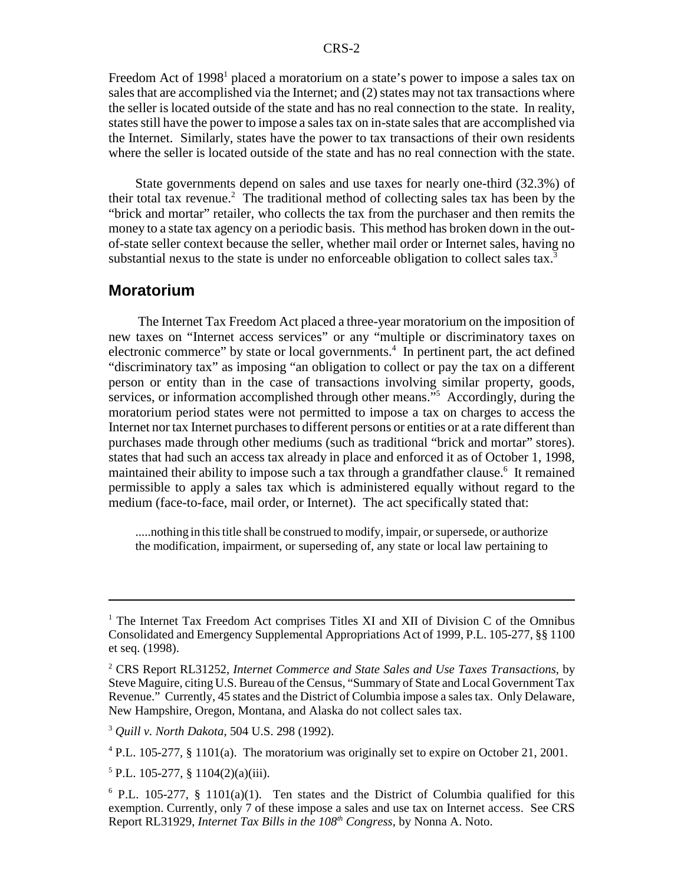Freedom Act of 1998[1] placed a moratorium on a state's power to impose a sales tax on sales that are accomplished via the Internet; and (2) states may not tax transactions where the seller is located outside of the state and has no real connection to the state. In reality, states still have the power to impose a sales tax on in-state sales that are accomplished via the Internet. Similarly, states have the power to tax transactions of their own residents where the seller is located outside of the state and has no real connection with the state.

State governments depend on sales and use taxes for nearly one-third (32.3%) of their total tax revenue.[2] The traditional method of collecting sales tax has been by the "brick and mortar" retailer, who collects the tax from the purchaser and then remits the money to a state tax agency on a periodic basis. This method has broken down in the out-of-state seller context because the seller, whether mail order or Internet sales, having no substantial nexus to the state is under no enforceable obligation to collect sales tax.[3]

## Moratorium

The Internet Tax Freedom Act placed a three-year moratorium on the imposition of new taxes on "Internet access services" or any "multiple or discriminatory taxes on electronic commerce" by state or local governments.[4] In pertinent part, the act defined "discriminatory tax" as imposing "an obligation to collect or pay the tax on a different person or entity than in the case of transactions involving similar property, goods, services, or information accomplished through other means."[5] Accordingly, during the moratorium period states were not permitted to impose a tax on charges to access the Internet nor tax Internet purchases to different persons or entities or at a rate different than purchases made through other mediums (such as traditional "brick and mortar" stores). states that had such an access tax already in place and enforced it as of October 1, 1998, maintained their ability to impose such a tax through a grandfather clause.[6] It remained permissible to apply a sales tax which is administered equally without regard to the medium (face-to-face, mail order, or Internet). The act specifically stated that:

> .....nothing in this title shall be construed to modify, impair, or supersede, or authorize the modification, impairment, or superseding of, any state or local law pertaining to

---

[1] The Internet Tax Freedom Act comprises Titles XI and XII of Division C of the Omnibus Consolidated and Emergency Supplemental Appropriations Act of 1999, P.L. 105-277, §§ 1100 et seq. (1998).

[2] CRS Report RL31252, *Internet Commerce and State Sales and Use Taxes Transactions*, by Steve Maguire, citing U.S. Bureau of the Census, "Summary of State and Local Government Tax Revenue." Currently, 45 states and the District of Columbia impose a sales tax. Only Delaware, New Hampshire, Oregon, Montana, and Alaska do not collect sales tax.

[3] *Quill v. North Dakota*, 504 U.S. 298 (1992).

[4] P.L. 105-277, § 1101(a). The moratorium was originally set to expire on October 21, 2001.

[5] P.L. 105-277, § 1104(2)(a)(iii).

[6] P.L. 105-277, § 1101(a)(1). Ten states and the District of Columbia qualified for this exemption. Currently, only 7 of these impose a sales and use tax on Internet access. See CRS Report RL31929, *Internet Tax Bills in the 108th Congress*, by Nonna A. Noto.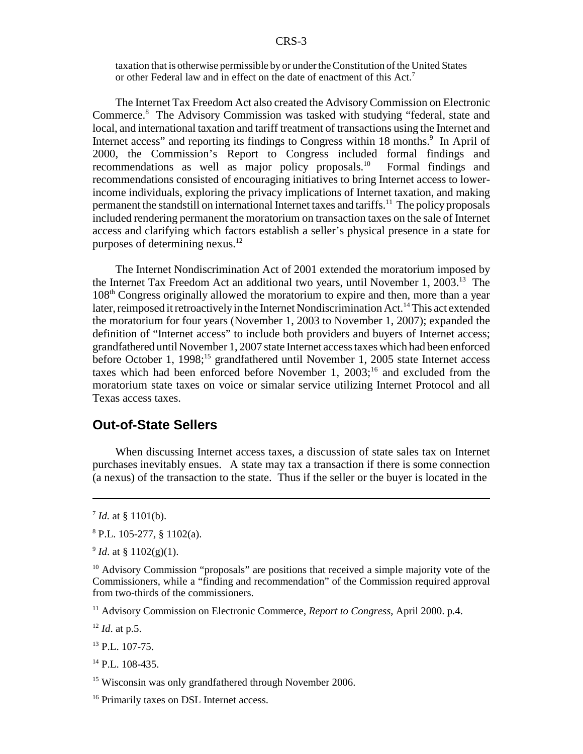taxation that is otherwise permissible by or under the Constitution of the United States or other Federal law and in effect on the date of enactment of this Act.[7]

The Internet Tax Freedom Act also created the Advisory Commission on Electronic Commerce.[8] The Advisory Commission was tasked with studying "federal, state and local, and international taxation and tariff treatment of transactions using the Internet and Internet access" and reporting its findings to Congress within 18 months.[9] In April of 2000, the Commission's Report to Congress included formal findings and recommendations as well as major policy proposals.[10] Formal findings and recommendations consisted of encouraging initiatives to bring Internet access to lower-income individuals, exploring the privacy implications of Internet taxation, and making permanent the standstill on international Internet taxes and tariffs.[11] The policy proposals included rendering permanent the moratorium on transaction taxes on the sale of Internet access and clarifying which factors establish a seller's physical presence in a state for purposes of determining nexus.[12]

The Internet Nondiscrimination Act of 2001 extended the moratorium imposed by the Internet Tax Freedom Act an additional two years, until November 1, 2003.[13] The 108th Congress originally allowed the moratorium to expire and then, more than a year later, reimposed it retroactively in the Internet Nondiscrimination Act.[14] This act extended the moratorium for four years (November 1, 2003 to November 1, 2007); expanded the definition of "Internet access" to include both providers and buyers of Internet access; grandfathered until November 1, 2007 state Internet access taxes which had been enforced before October 1, 1998;[15] grandfathered until November 1, 2005 state Internet access taxes which had been enforced before November 1, 2003;[16] and excluded from the moratorium state taxes on voice or simalar service utilizing Internet Protocol and all Texas access taxes.

## Out-of-State Sellers

When discussing Internet access taxes, a discussion of state sales tax on Internet purchases inevitably ensues. A state may tax a transaction if there is some connection (a nexus) of the transaction to the state. Thus if the seller or the buyer is located in the

---

[7] *Id.* at § 1101(b).

[8] P.L. 105-277, § 1102(a).

[9] *Id*. at § 1102(g)(1).

[10] Advisory Commission "proposals" are positions that received a simple majority vote of the Commissioners, while a "finding and recommendation" of the Commission required approval from two-thirds of the commissioners.

[11] Advisory Commission on Electronic Commerce, *Report to Congress*, April 2000. p.4.

[12] *Id*. at p.5.

[13] P.L. 107-75.

[14] P.L. 108-435.

[15] Wisconsin was only grandfathered through November 2006.

[16] Primarily taxes on DSL Internet access.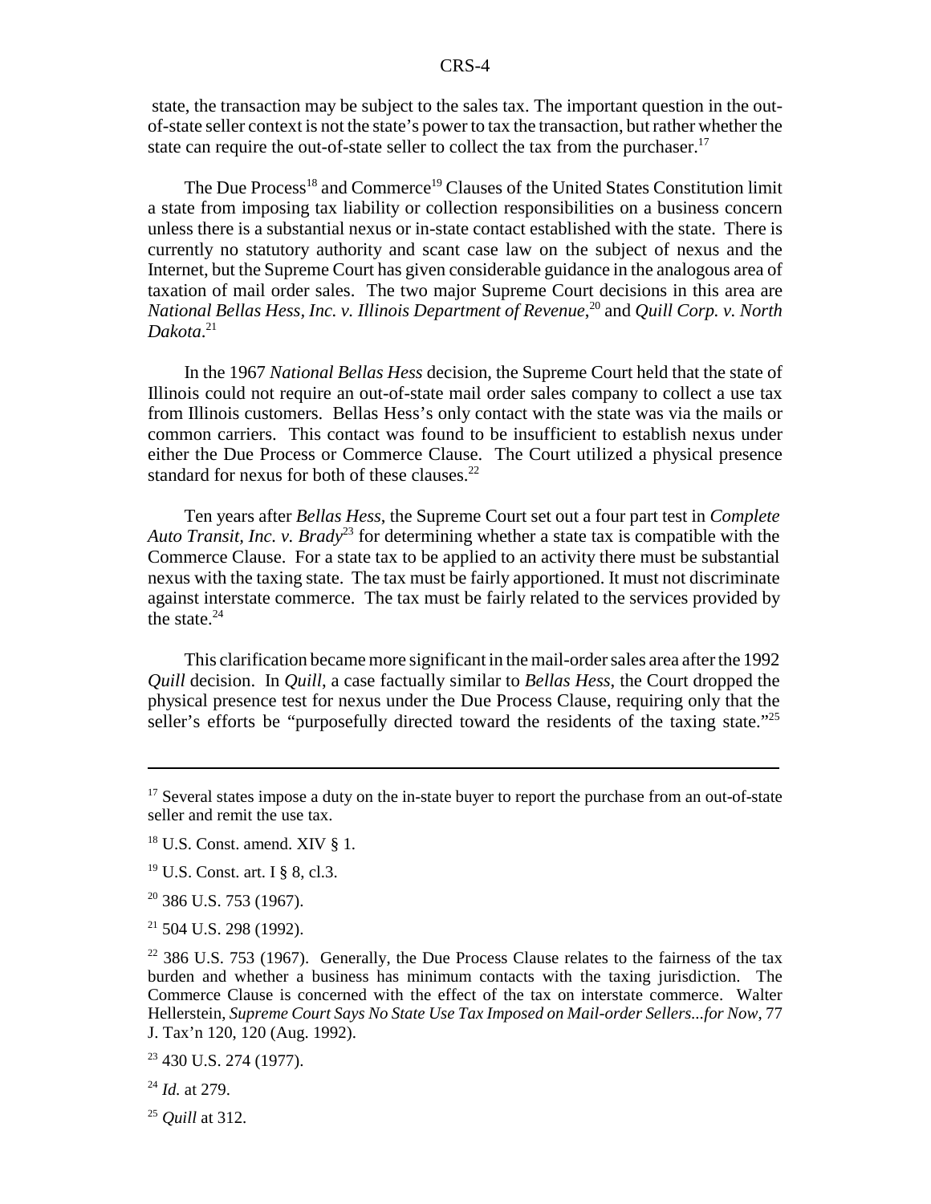state, the transaction may be subject to the sales tax. The important question in the out-of-state seller context is not the state's power to tax the transaction, but rather whether the state can require the out-of-state seller to collect the tax from the purchaser.[17]

The Due Process[18] and Commerce[19] Clauses of the United States Constitution limit a state from imposing tax liability or collection responsibilities on a business concern unless there is a substantial nexus or in-state contact established with the state. There is currently no statutory authority and scant case law on the subject of nexus and the Internet, but the Supreme Court has given considerable guidance in the analogous area of taxation of mail order sales. The two major Supreme Court decisions in this area are *National Bellas Hess, Inc. v. Illinois Department of Revenue*,[20] and *Quill Corp. v. North Dakota*.[21]

In the 1967 *National Bellas Hess* decision, the Supreme Court held that the state of Illinois could not require an out-of-state mail order sales company to collect a use tax from Illinois customers. Bellas Hess's only contact with the state was via the mails or common carriers. This contact was found to be insufficient to establish nexus under either the Due Process or Commerce Clause. The Court utilized a physical presence standard for nexus for both of these clauses.[22]

Ten years after *Bellas Hess*, the Supreme Court set out a four part test in *Complete Auto Transit, Inc. v. Brady*[23] for determining whether a state tax is compatible with the Commerce Clause. For a state tax to be applied to an activity there must be substantial nexus with the taxing state. The tax must be fairly apportioned. It must not discriminate against interstate commerce. The tax must be fairly related to the services provided by the state.[24]

This clarification became more significant in the mail-order sales area after the 1992 *Quill* decision. In *Quill*, a case factually similar to *Bellas Hess*, the Court dropped the physical presence test for nexus under the Due Process Clause, requiring only that the seller's efforts be "purposefully directed toward the residents of the taxing state."[25]

---

[17] Several states impose a duty on the in-state buyer to report the purchase from an out-of-state seller and remit the use tax.

[18] U.S. Const. amend. XIV § 1.

[19] U.S. Const. art. I § 8, cl.3.

[20] 386 U.S. 753 (1967).

[21] 504 U.S. 298 (1992).

[22] 386 U.S. 753 (1967). Generally, the Due Process Clause relates to the fairness of the tax burden and whether a business has minimum contacts with the taxing jurisdiction. The Commerce Clause is concerned with the effect of the tax on interstate commerce. Walter Hellerstein, *Supreme Court Says No State Use Tax Imposed on Mail-order Sellers...for Now*, 77 J. Tax'n 120, 120 (Aug. 1992).

[23] 430 U.S. 274 (1977).

[24] *Id.* at 279.

[25] *Quill* at 312.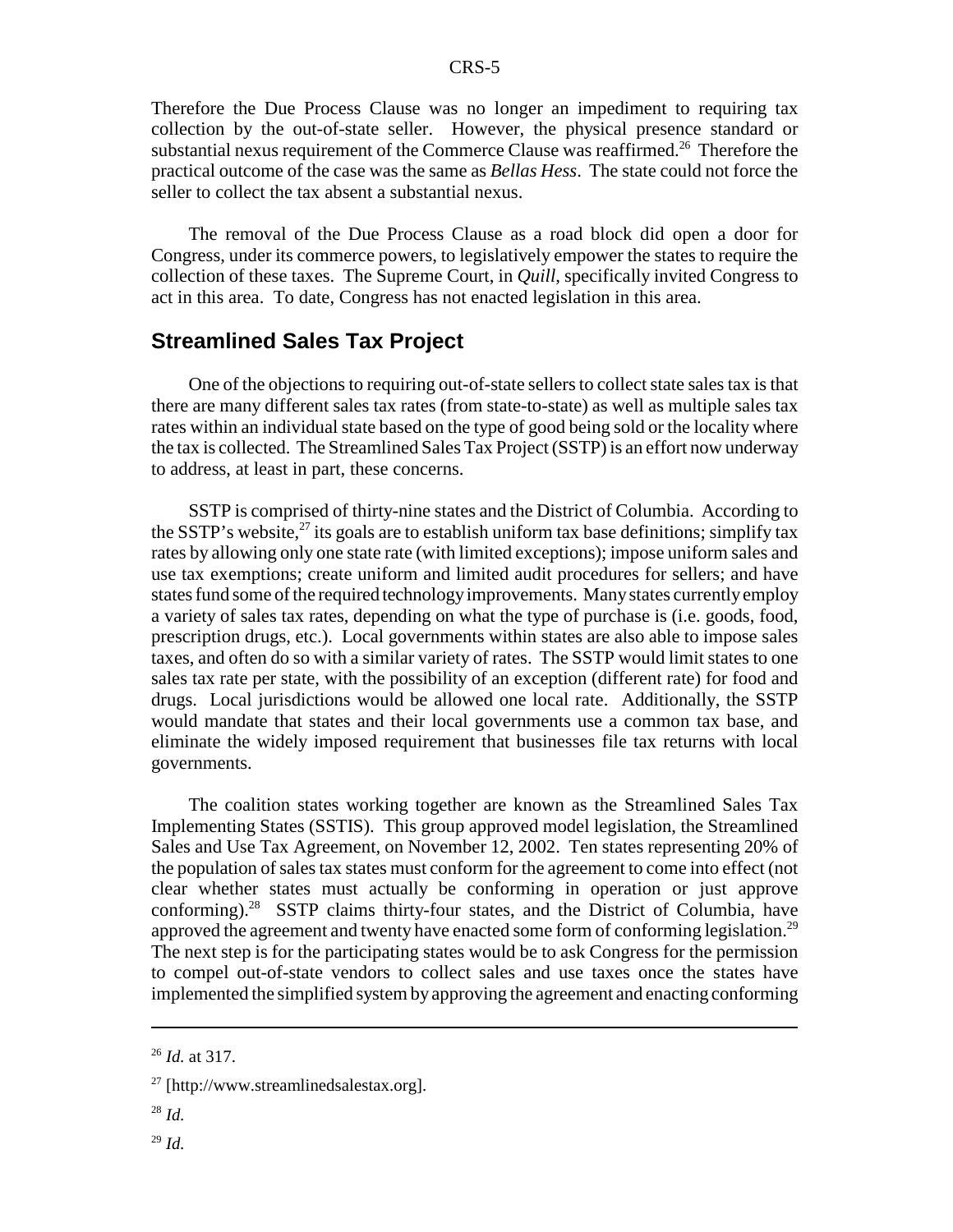Therefore the Due Process Clause was no longer an impediment to requiring tax collection by the out-of-state seller. However, the physical presence standard or substantial nexus requirement of the Commerce Clause was reaffirmed.[26] Therefore the practical outcome of the case was the same as *Bellas Hess*. The state could not force the seller to collect the tax absent a substantial nexus.

The removal of the Due Process Clause as a road block did open a door for Congress, under its commerce powers, to legislatively empower the states to require the collection of these taxes. The Supreme Court, in *Quill*, specifically invited Congress to act in this area. To date, Congress has not enacted legislation in this area.

## Streamlined Sales Tax Project

One of the objections to requiring out-of-state sellers to collect state sales tax is that there are many different sales tax rates (from state-to-state) as well as multiple sales tax rates within an individual state based on the type of good being sold or the locality where the tax is collected. The Streamlined Sales Tax Project (SSTP) is an effort now underway to address, at least in part, these concerns.

SSTP is comprised of thirty-nine states and the District of Columbia. According to the SSTP's website,[27] its goals are to establish uniform tax base definitions; simplify tax rates by allowing only one state rate (with limited exceptions); impose uniform sales and use tax exemptions; create uniform and limited audit procedures for sellers; and have states fund some of the required technology improvements. Many states currently employ a variety of sales tax rates, depending on what the type of purchase is (i.e. goods, food, prescription drugs, etc.). Local governments within states are also able to impose sales taxes, and often do so with a similar variety of rates. The SSTP would limit states to one sales tax rate per state, with the possibility of an exception (different rate) for food and drugs. Local jurisdictions would be allowed one local rate. Additionally, the SSTP would mandate that states and their local governments use a common tax base, and eliminate the widely imposed requirement that businesses file tax returns with local governments.

The coalition states working together are known as the Streamlined Sales Tax Implementing States (SSTIS). This group approved model legislation, the Streamlined Sales and Use Tax Agreement, on November 12, 2002. Ten states representing 20% of the population of sales tax states must conform for the agreement to come into effect (not clear whether states must actually be conforming in operation or just approve conforming).[28] SSTP claims thirty-four states, and the District of Columbia, have approved the agreement and twenty have enacted some form of conforming legislation.[29] The next step is for the participating states would be to ask Congress for the permission to compel out-of-state vendors to collect sales and use taxes once the states have implemented the simplified system by approving the agreement and enacting conforming

---

[26] *Id.* at 317.

[27] [http://www.streamlinedsalestax.org].

[28] *Id.*

[29] *Id.*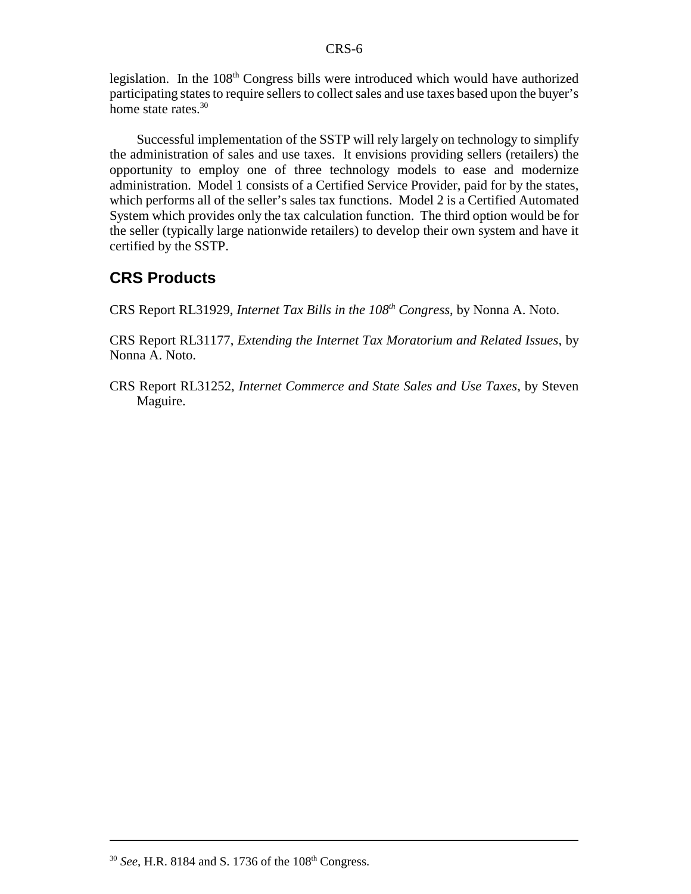legislation. In the 108th Congress bills were introduced which would have authorized participating states to require sellers to collect sales and use taxes based upon the buyer's home state rates.[30]

Successful implementation of the SSTP will rely largely on technology to simplify the administration of sales and use taxes. It envisions providing sellers (retailers) the opportunity to employ one of three technology models to ease and modernize administration. Model 1 consists of a Certified Service Provider, paid for by the states, which performs all of the seller's sales tax functions. Model 2 is a Certified Automated System which provides only the tax calculation function. The third option would be for the seller (typically large nationwide retailers) to develop their own system and have it certified by the SSTP.

## CRS Products

CRS Report RL31929, *Internet Tax Bills in the 108th Congress*, by Nonna A. Noto.

CRS Report RL31177, *Extending the Internet Tax Moratorium and Related Issues*, by Nonna A. Noto.

CRS Report RL31252, *Internet Commerce and State Sales and Use Taxes*, by Steven Maguire.

---

[30] *See*, H.R. 8184 and S. 1736 of the 108th Congress.